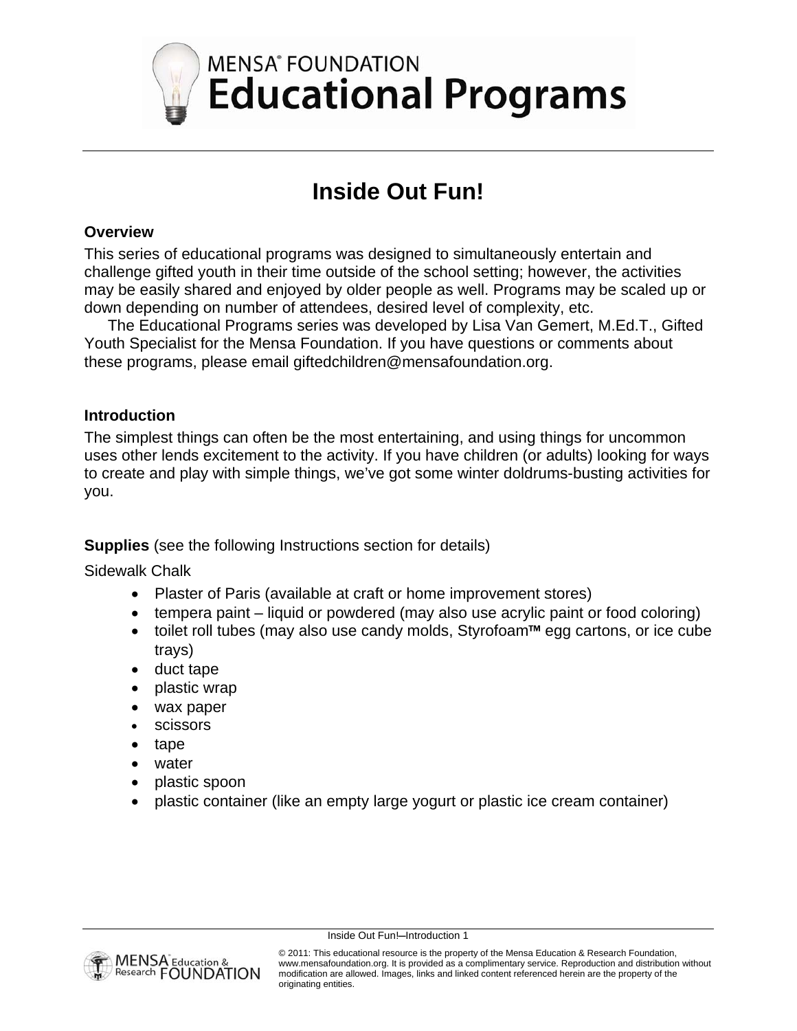# MENSA® FOUNDATION Educational Programs

## Inside Out Fun!

### Overview

This series of educational programs was designed to simultaneously entertain and challenge gifted youth in their time outside of the school setting; however, the activities may be easily shared and enjoyed by older people as well. Programs may be scaled up or down depending on number of attendees, desired level of complexity, etc.

The Educational Programs series was developed by Lisa Van Gemert, M.Ed.T., Gifted Youth Specialist for the Mensa Foundation. If you have questions or comments about these programs, please email giftedchildren@mensafoundation.org.

### Introduction

The simplest things can often be the most entertaining, and using things for uncommon uses other lends excitement to the activity. If you have children (or adults) looking for ways to create and play with simple things, we've got some winter doldrums-busting activities for you.

### Supplies (see the following Instructions section for details)

Sidewalk Chalk

- Plaster of Paris (available at craft or home improvement stores)
- tempera paint – liquid or powdered (may also use acrylic paint or food coloring)
- toilet roll tubes (may also use candy molds, Styrofoam™ egg cartons, or ice cube trays)
- duct tape
- plastic wrap
- wax paper
- scissors
- tape
- water
- plastic spoon
- plastic container (like an empty large yogurt or plastic ice cream container)

© 2011: This educational resource is the property of the Mensa Education & Research Foundation, www.mensafoundation.org. It is provided as a complimentary service. Reproduction and distribution without modification are allowed. Images, links and linked content referenced herein are the property of the originating entities.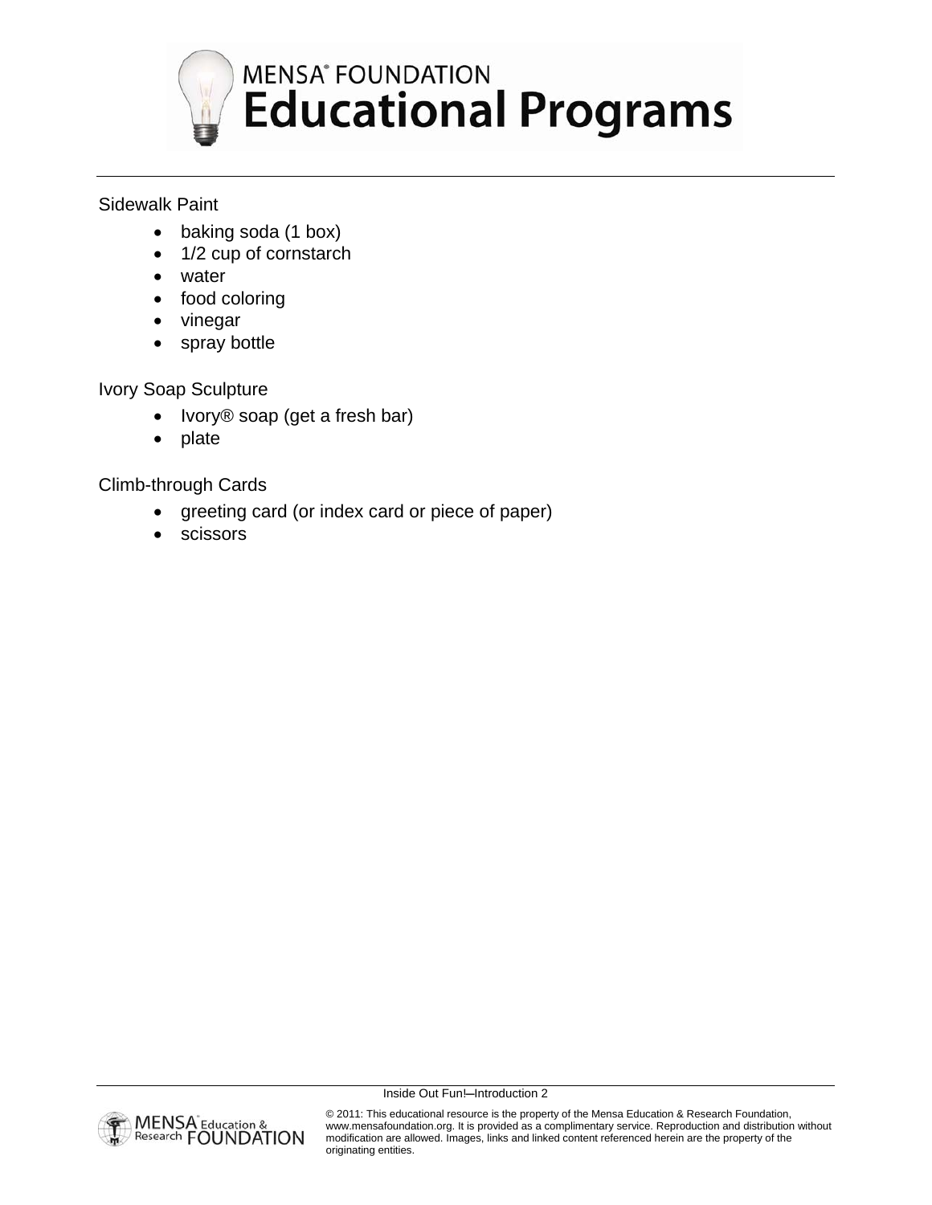Sidewalk Paint

- baking soda (1 box)
- 1/2 cup of cornstarch
- water
- food coloring
- vinegar
- spray bottle

Ivory Soap Sculpture

- Ivory® soap (get a fresh bar)
- plate

Climb-through Cards

- greeting card (or index card or piece of paper)
- scissors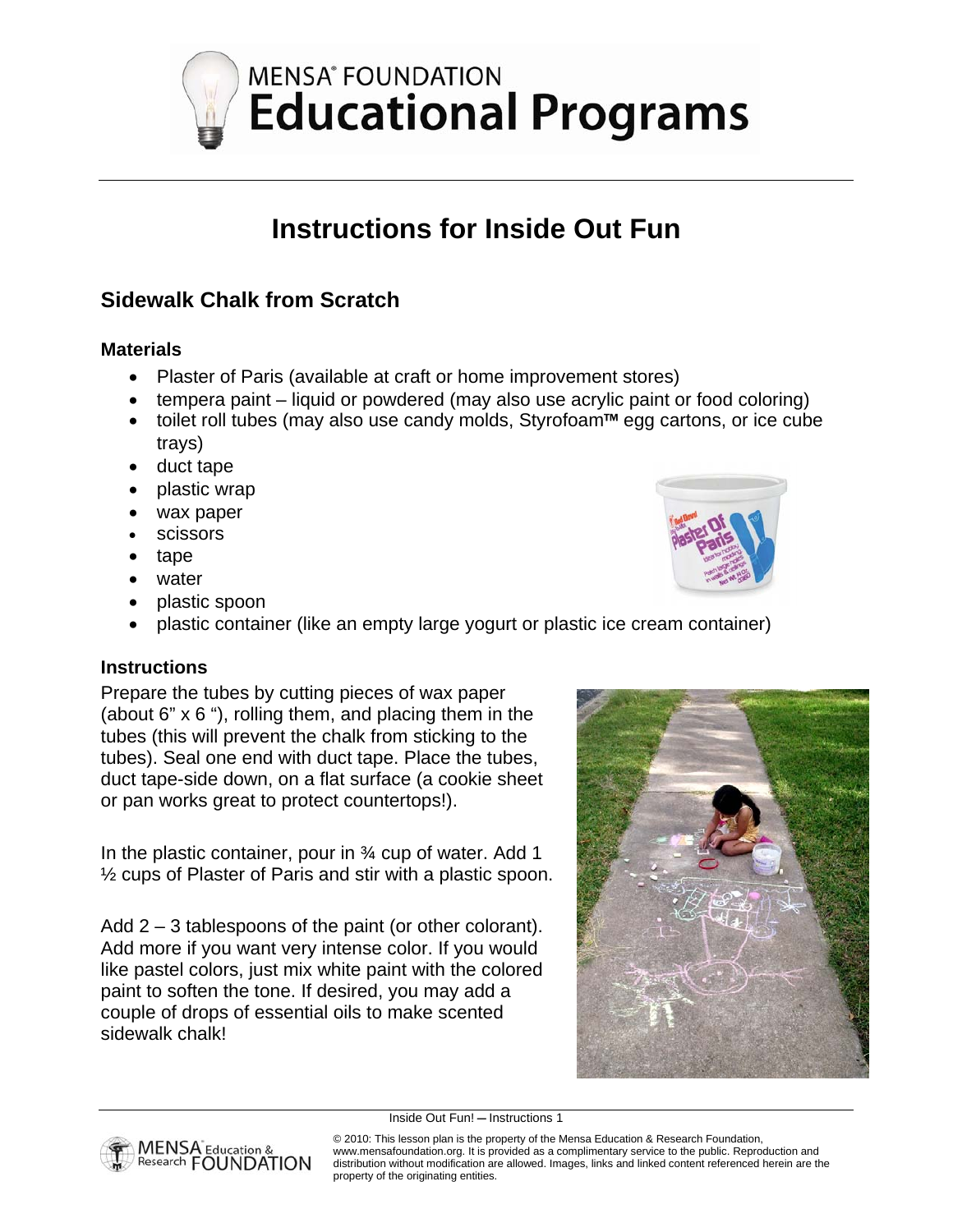# Instructions for Inside Out Fun

## Sidewalk Chalk from Scratch

### Materials

- Plaster of Paris (available at craft or home improvement stores)
- tempera paint – liquid or powdered (may also use acrylic paint or food coloring)
- toilet roll tubes (may also use candy molds, Styrofoam™ egg cartons, or ice cube trays)
- duct tape
- plastic wrap
- wax paper
- scissors
- tape
- water
- plastic spoon
- plastic container (like an empty large yogurt or plastic ice cream container)

### Instructions

Prepare the tubes by cutting pieces of wax paper (about 6" x 6 "), rolling them, and placing them in the tubes (this will prevent the chalk from sticking to the tubes). Seal one end with duct tape. Place the tubes, duct tape-side down, on a flat surface (a cookie sheet or pan works great to protect countertops!).

In the plastic container, pour in ¾ cup of water. Add 1 ½ cups of Plaster of Paris and stir with a plastic spoon.

Add 2 – 3 tablespoons of the paint (or other colorant). Add more if you want very intense color. If you would like pastel colors, just mix white paint with the colored paint to soften the tone. If desired, you may add a couple of drops of essential oils to make scented sidewalk chalk!

© 2010: This lesson plan is the property of the Mensa Education & Research Foundation, www.mensafoundation.org. It is provided as a complimentary service to the public. Reproduction and distribution without modification are allowed. Images, links and linked content referenced herein are the property of the originating entities.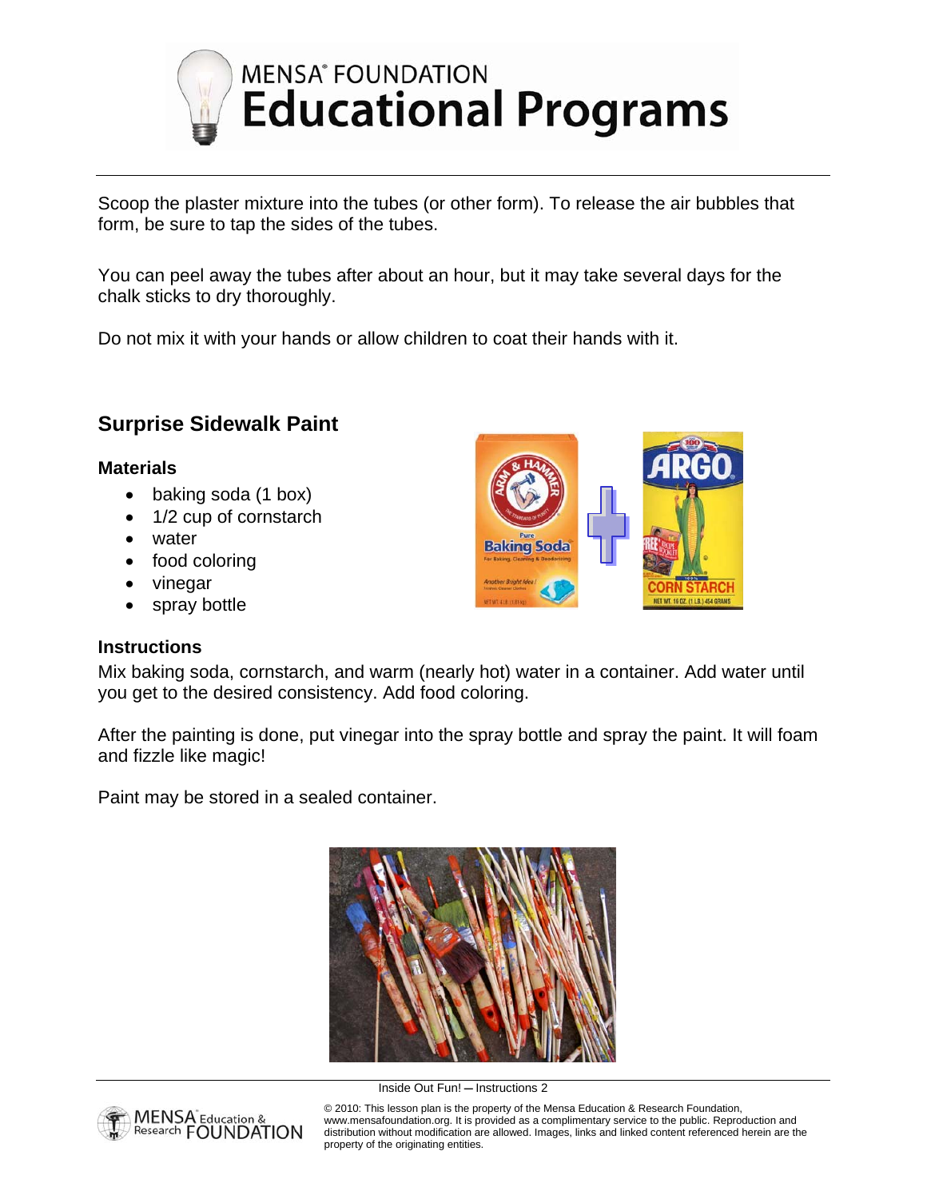Scoop the plaster mixture into the tubes (or other form). To release the air bubbles that form, be sure to tap the sides of the tubes.

You can peel away the tubes after about an hour, but it may take several days for the chalk sticks to dry thoroughly.

Do not mix it with your hands or allow children to coat their hands with it.

## Surprise Sidewalk Paint

### Materials

- baking soda (1 box)
- 1/2 cup of cornstarch
- water
- food coloring
- vinegar
- spray bottle

### Instructions

Mix baking soda, cornstarch, and warm (nearly hot) water in a container. Add water until you get to the desired consistency. Add food coloring.

After the painting is done, put vinegar into the spray bottle and spray the paint. It will foam and fizzle like magic!

Paint may be stored in a sealed container.

© 2010: This lesson plan is the property of the Mensa Education & Research Foundation, www.mensafoundation.org. It is provided as a complimentary service to the public. Reproduction and distribution without modification are allowed. Images, links and linked content referenced herein are the property of the originating entities.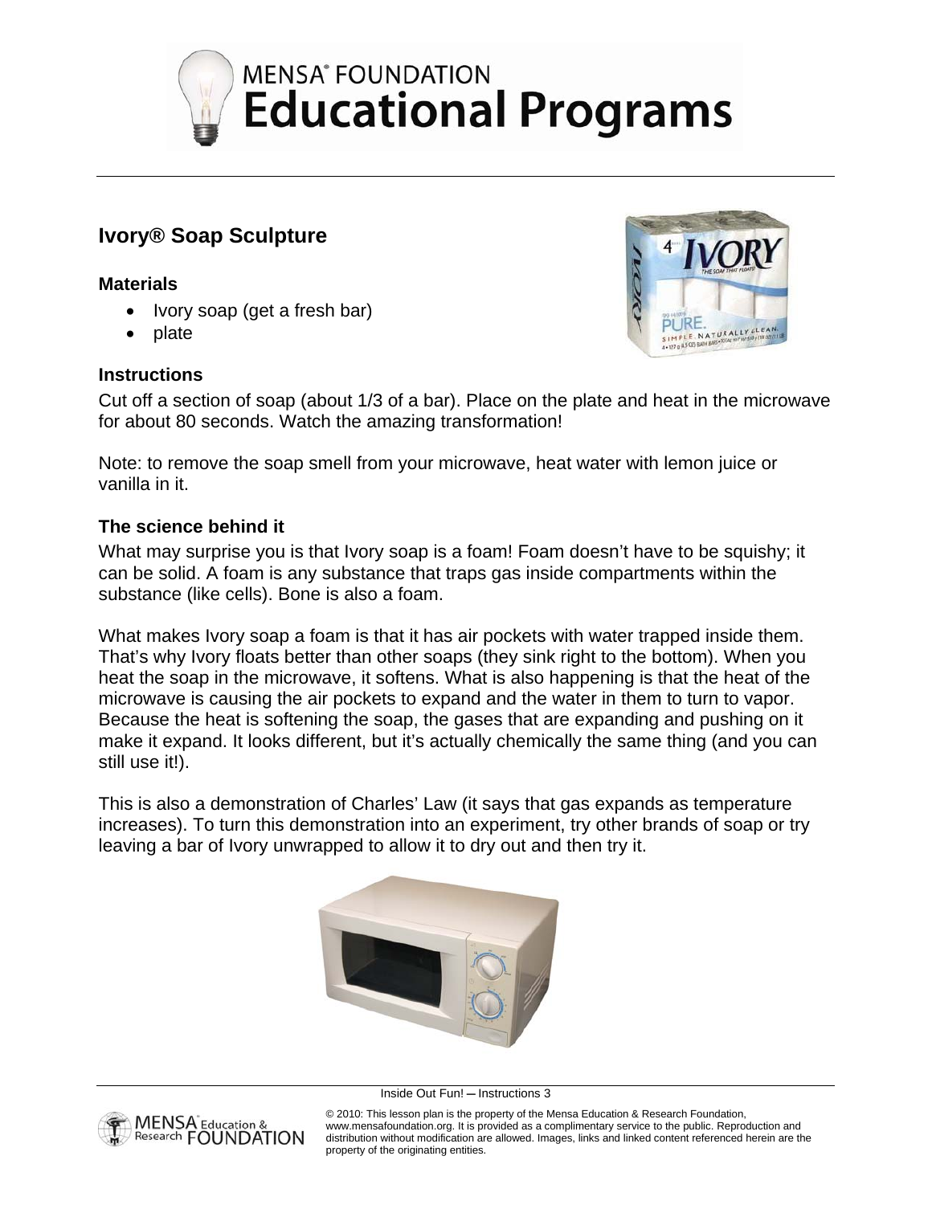## Ivory® Soap Sculpture

### Materials

- Ivory soap (get a fresh bar)
- plate

### Instructions

Cut off a section of soap (about 1/3 of a bar). Place on the plate and heat in the microwave for about 80 seconds. Watch the amazing transformation!

Note: to remove the soap smell from your microwave, heat water with lemon juice or vanilla in it.

### The science behind it

What may surprise you is that Ivory soap is a foam! Foam doesn't have to be squishy; it can be solid. A foam is any substance that traps gas inside compartments within the substance (like cells). Bone is also a foam.

What makes Ivory soap a foam is that it has air pockets with water trapped inside them. That's why Ivory floats better than other soaps (they sink right to the bottom). When you heat the soap in the microwave, it softens. What is also happening is that the heat of the microwave is causing the air pockets to expand and the water in them to turn to vapor. Because the heat is softening the soap, the gases that are expanding and pushing on it make it expand. It looks different, but it's actually chemically the same thing (and you can still use it!).

This is also a demonstration of Charles' Law (it says that gas expands as temperature increases). To turn this demonstration into an experiment, try other brands of soap or try leaving a bar of Ivory unwrapped to allow it to dry out and then try it.

© 2010: This lesson plan is the property of the Mensa Education & Research Foundation, www.mensafoundation.org. It is provided as a complimentary service to the public. Reproduction and distribution without modification are allowed. Images, links and linked content referenced herein are the property of the originating entities.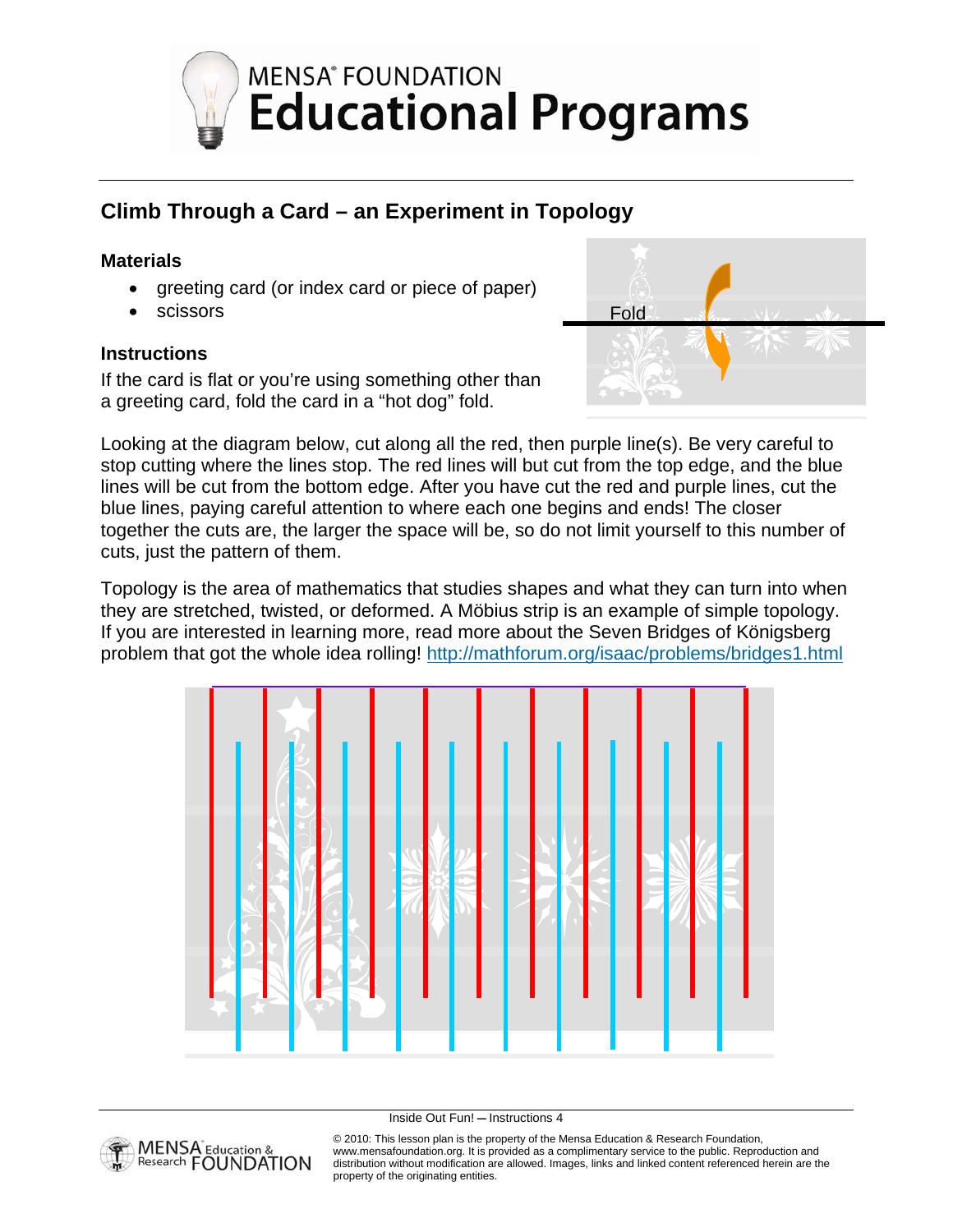MENSA® FOUNDATION
# Educational Programs

## Climb Through a Card – an Experiment in Topology

### Materials

- greeting card (or index card or piece of paper)
- scissors

### Instructions

If the card is flat or you're using something other than a greeting card, fold the card in a "hot dog" fold.

Fold

Looking at the diagram below, cut along all the red, then purple line(s). Be very careful to stop cutting where the lines stop. The red lines will but cut from the top edge, and the blue lines will be cut from the bottom edge. After you have cut the red and purple lines, cut the blue lines, paying careful attention to where each one begins and ends! The closer together the cuts are, the larger the space will be, so do not limit yourself to this number of cuts, just the pattern of them.

Topology is the area of mathematics that studies shapes and what they can turn into when they are stretched, twisted, or deformed. A Möbius strip is an example of simple topology. If you are interested in learning more, read more about the Seven Bridges of Königsberg problem that got the whole idea rolling! http://mathforum.org/isaac/problems/bridges1.html

Inside Out Fun! – Instructions 4

© 2010: This lesson plan is the property of the Mensa Education & Research Foundation, www.mensafoundation.org. It is provided as a complimentary service to the public. Reproduction and distribution without modification are allowed. Images, links and linked content referenced herein are the property of the originating entities.